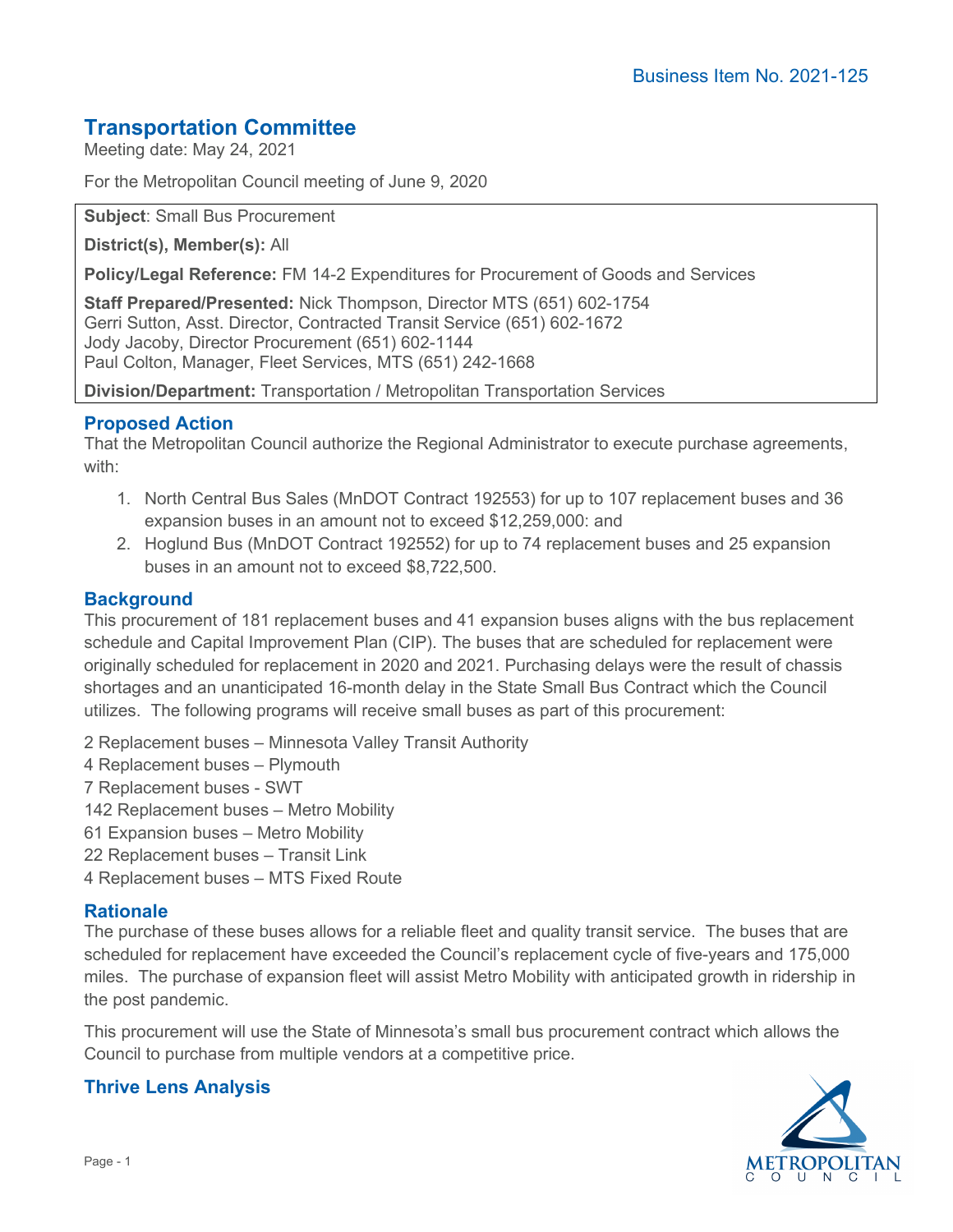Business Item No. 2021-125

# Transportation Committee

Meeting date: May 24, 2021

For the Metropolitan Council meeting of June 9, 2020

**Subject**: Small Bus Procurement

**District(s), Member(s):** All

**Policy/Legal Reference:** FM 14-2 Expenditures for Procurement of Goods and Services

**Staff Prepared/Presented:** Nick Thompson, Director MTS (651) 602-1754
Gerri Sutton, Asst. Director, Contracted Transit Service (651) 602-1672
Jody Jacoby, Director Procurement (651) 602-1144
Paul Colton, Manager, Fleet Services, MTS (651) 242-1668

**Division/Department:** Transportation / Metropolitan Transportation Services

## Proposed Action

That the Metropolitan Council authorize the Regional Administrator to execute purchase agreements, with:

1. North Central Bus Sales (MnDOT Contract 192553) for up to 107 replacement buses and 36 expansion buses in an amount not to exceed $12,259,000: and
2. Hoglund Bus (MnDOT Contract 192552) for up to 74 replacement buses and 25 expansion buses in an amount not to exceed $8,722,500.

## Background

This procurement of 181 replacement buses and 41 expansion buses aligns with the bus replacement schedule and Capital Improvement Plan (CIP). The buses that are scheduled for replacement were originally scheduled for replacement in 2020 and 2021. Purchasing delays were the result of chassis shortages and an unanticipated 16-month delay in the State Small Bus Contract which the Council utilizes. The following programs will receive small buses as part of this procurement:

2 Replacement buses – Minnesota Valley Transit Authority
4 Replacement buses – Plymouth
7 Replacement buses - SWT
142 Replacement buses – Metro Mobility
61 Expansion buses – Metro Mobility
22 Replacement buses – Transit Link
4 Replacement buses – MTS Fixed Route

## Rationale

The purchase of these buses allows for a reliable fleet and quality transit service. The buses that are scheduled for replacement have exceeded the Council's replacement cycle of five-years and 175,000 miles. The purchase of expansion fleet will assist Metro Mobility with anticipated growth in ridership in the post pandemic.

This procurement will use the State of Minnesota's small bus procurement contract which allows the Council to purchase from multiple vendors at a competitive price.

## Thrive Lens Analysis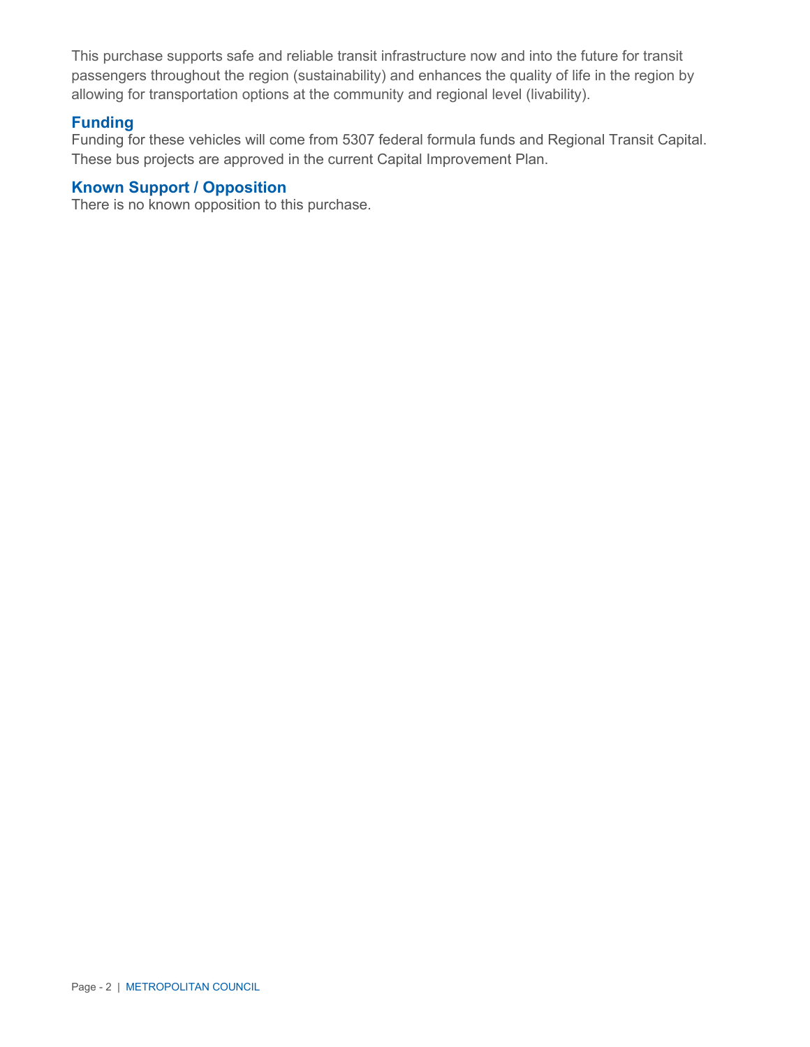This purchase supports safe and reliable transit infrastructure now and into the future for transit passengers throughout the region (sustainability) and enhances the quality of life in the region by allowing for transportation options at the community and regional level (livability).

## Funding

Funding for these vehicles will come from 5307 federal formula funds and Regional Transit Capital. These bus projects are approved in the current Capital Improvement Plan.

## Known Support / Opposition

There is no known opposition to this purchase.